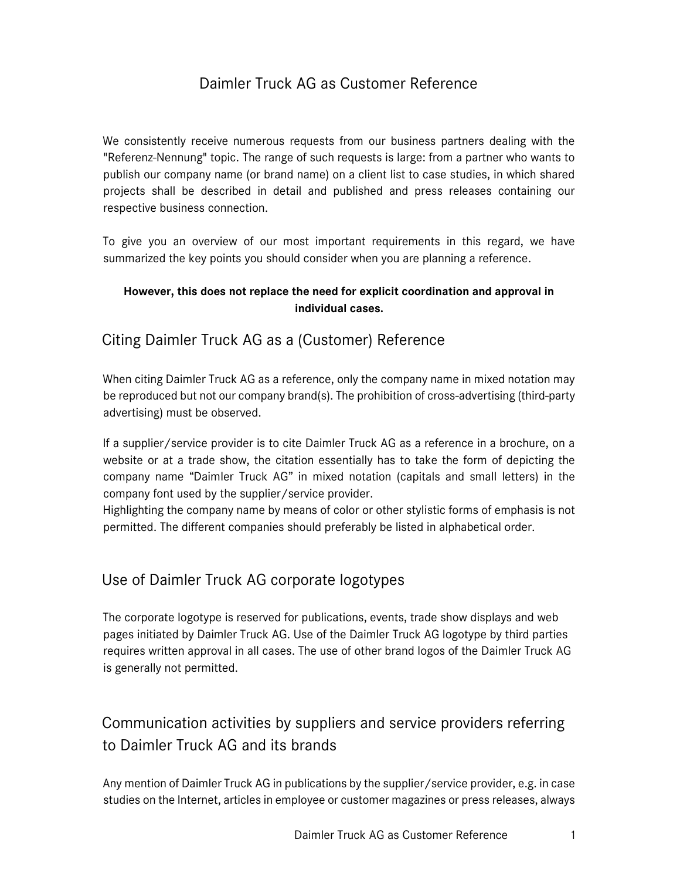# Daimler Truck AG as Customer Reference

We consistently receive numerous requests from our business partners dealing with the "Referenz-Nennung" topic. The range of such requests is large: from a partner who wants to publish our company name (or brand name) on a client list to case studies, in which shared projects shall be described in detail and published and press releases containing our respective business connection.

To give you an overview of our most important requirements in this regard, we have summarized the key points you should consider when you are planning a reference.

**However, this does not replace the need for explicit coordination and approval in individual cases.**

## Citing Daimler Truck AG as a (Customer) Reference

When citing Daimler Truck AG as a reference, only the company name in mixed notation may be reproduced but not our company brand(s). The prohibition of cross-advertising (third-party advertising) must be observed.

If a supplier/service provider is to cite Daimler Truck AG as a reference in a brochure, on a website or at a trade show, the citation essentially has to take the form of depicting the company name "Daimler Truck AG" in mixed notation (capitals and small letters) in the company font used by the supplier/service provider.
Highlighting the company name by means of color or other stylistic forms of emphasis is not permitted. The different companies should preferably be listed in alphabetical order.

## Use of Daimler Truck AG corporate logotypes

The corporate logotype is reserved for publications, events, trade show displays and web pages initiated by Daimler Truck AG. Use of the Daimler Truck AG logotype by third parties requires written approval in all cases. The use of other brand logos of the Daimler Truck AG is generally not permitted.

## Communication activities by suppliers and service providers referring to Daimler Truck AG and its brands

Any mention of Daimler Truck AG in publications by the supplier/service provider, e.g. in case studies on the Internet, articles in employee or customer magazines or press releases, always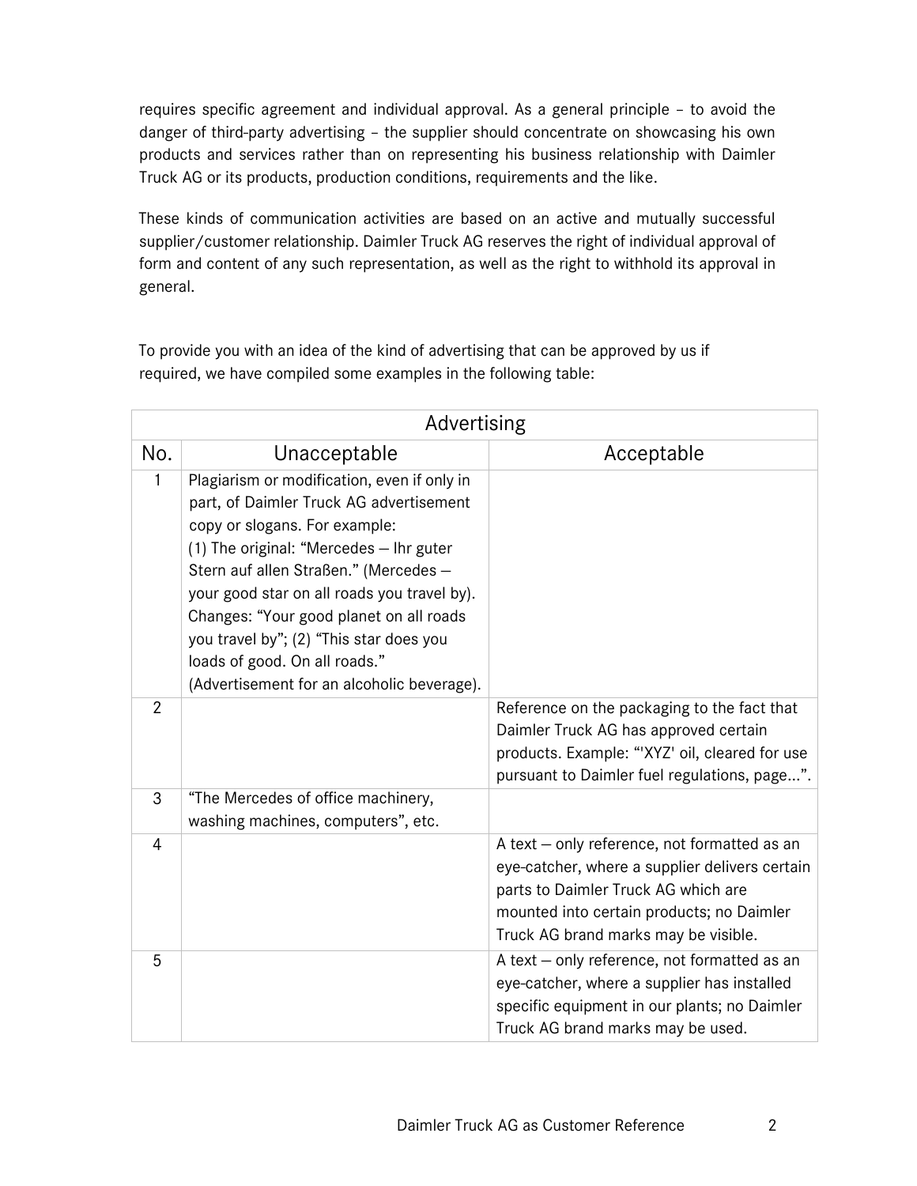requires specific agreement and individual approval. As a general principle – to avoid the danger of third-party advertising – the supplier should concentrate on showcasing his own products and services rather than on representing his business relationship with Daimler Truck AG or its products, production conditions, requirements and the like.

These kinds of communication activities are based on an active and mutually successful supplier/customer relationship. Daimler Truck AG reserves the right of individual approval of form and content of any such representation, as well as the right to withhold its approval in general.

To provide you with an idea of the kind of advertising that can be approved by us if required, we have compiled some examples in the following table:

| Advertising | | |
|---|---|---|
| No. | Unacceptable | Acceptable |
| 1 | Plagiarism or modification, even if only in part, of Daimler Truck AG advertisement copy or slogans. For example: (1) The original: "Mercedes – Ihr guter Stern auf allen Straßen." (Mercedes – your good star on all roads you travel by). Changes: "Your good planet on all roads you travel by"; (2) "This star does you loads of good. On all roads." (Advertisement for an alcoholic beverage). | |
| 2 | | Reference on the packaging to the fact that Daimler Truck AG has approved certain products. Example: "'XYZ' oil, cleared for use pursuant to Daimler fuel regulations, page...". |
| 3 | "The Mercedes of office machinery, washing machines, computers", etc. | |
| 4 | | A text – only reference, not formatted as an eye-catcher, where a supplier delivers certain parts to Daimler Truck AG which are mounted into certain products; no Daimler Truck AG brand marks may be visible. |
| 5 | | A text – only reference, not formatted as an eye-catcher, where a supplier has installed specific equipment in our plants; no Daimler Truck AG brand marks may be used. |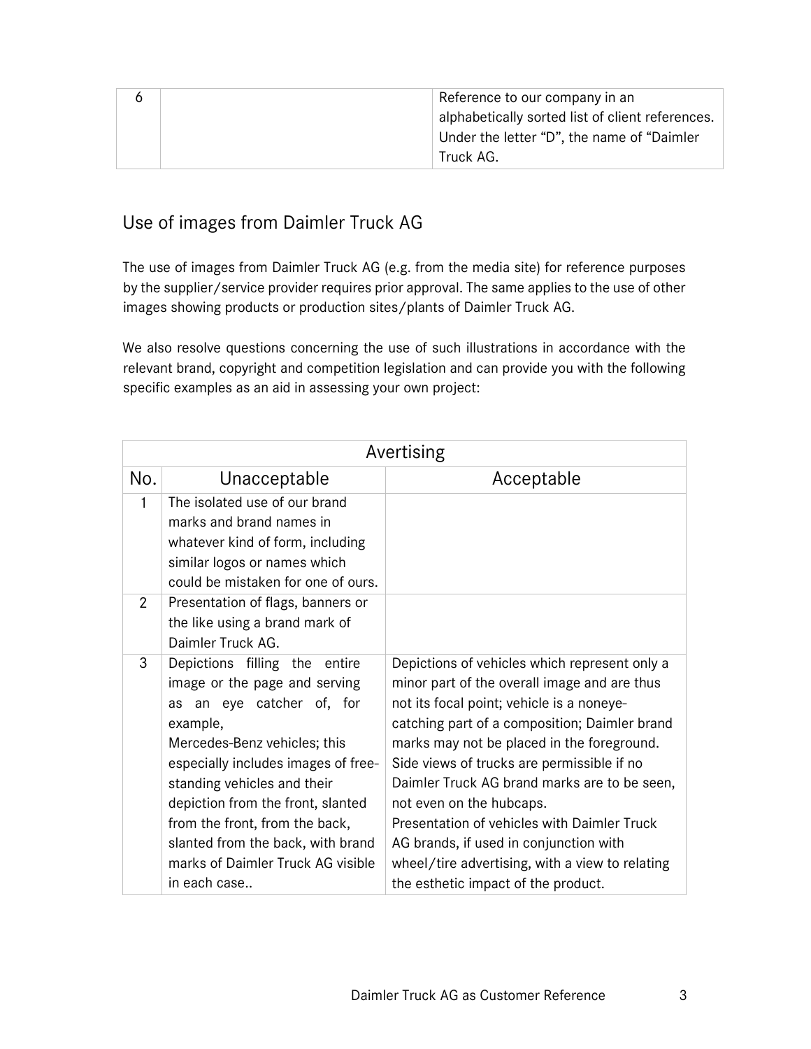| 6 | | Reference to our company in an alphabetically sorted list of client references. Under the letter “D”, the name of “Daimler Truck AG. |
|---|---|---|

## Use of images from Daimler Truck AG

The use of images from Daimler Truck AG (e.g. from the media site) for reference purposes by the supplier/service provider requires prior approval. The same applies to the use of other images showing products or production sites/plants of Daimler Truck AG.

We also resolve questions concerning the use of such illustrations in accordance with the relevant brand, copyright and competition legislation and can provide you with the following specific examples as an aid in assessing your own project:

| Avertising | | |
|---|---|---|
| No. | Unacceptable | Acceptable |
| 1 | The isolated use of our brand marks and brand names in whatever kind of form, including similar logos or names which could be mistaken for one of ours. | |
| 2 | Presentation of flags, banners or the like using a brand mark of Daimler Truck AG. | |
| 3 | Depictions filling the entire image or the page and serving as an eye catcher of, for example, Mercedes-Benz vehicles; this especially includes images of free-standing vehicles and their depiction from the front, slanted from the front, from the back, slanted from the back, with brand marks of Daimler Truck AG visible in each case.. | Depictions of vehicles which represent only a minor part of the overall image and are thus not its focal point; vehicle is a noneye-catching part of a composition; Daimler brand marks may not be placed in the foreground. Side views of trucks are permissible if no Daimler Truck AG brand marks are to be seen, not even on the hubcaps. Presentation of vehicles with Daimler Truck AG brands, if used in conjunction with wheel/tire advertising, with a view to relating the esthetic impact of the product. |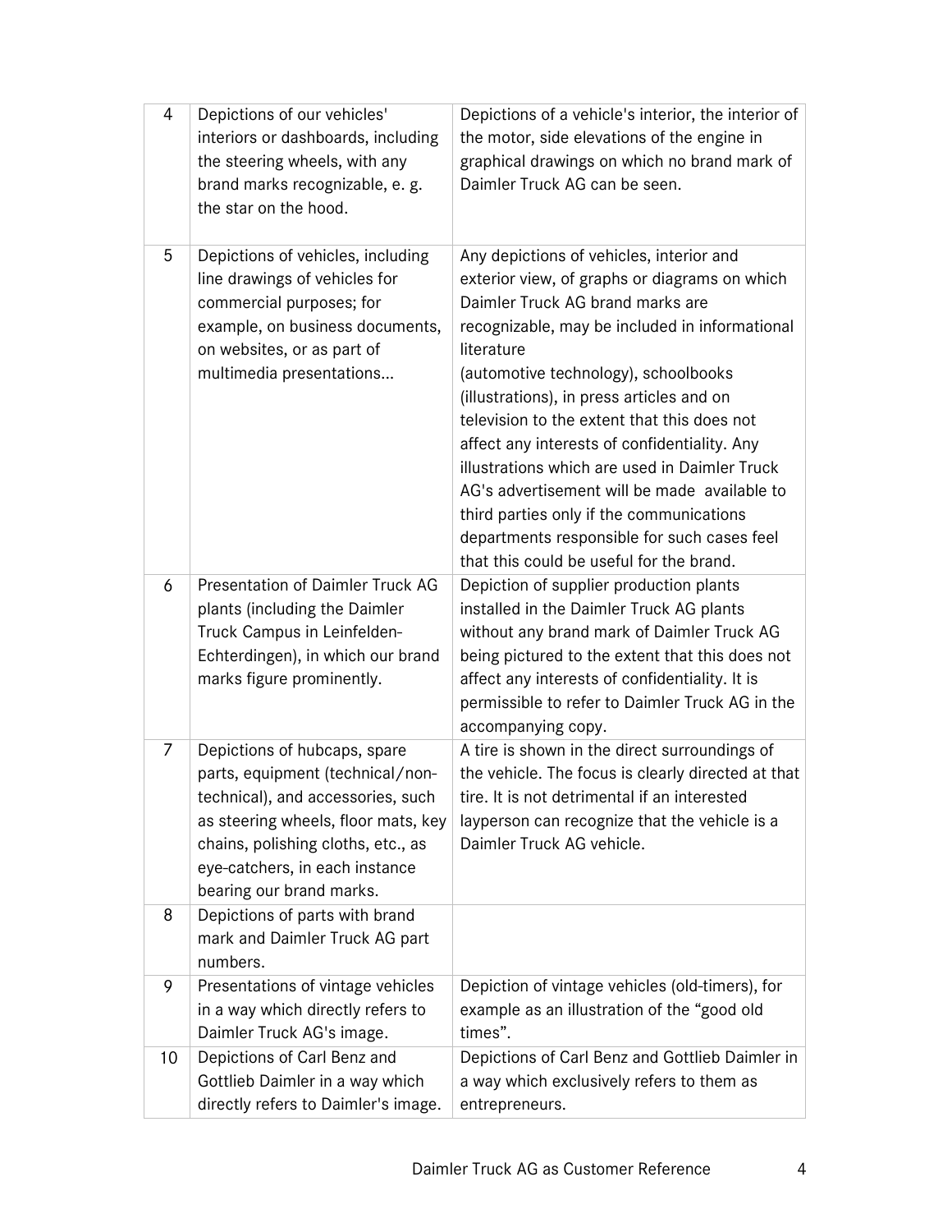| | | |
|---|---|---|
| 4 | Depictions of our vehicles' interiors or dashboards, including the steering wheels, with any brand marks recognizable, e. g. the star on the hood. | Depictions of a vehicle's interior, the interior of the motor, side elevations of the engine in graphical drawings on which no brand mark of Daimler Truck AG can be seen. |
| 5 | Depictions of vehicles, including line drawings of vehicles for commercial purposes; for example, on business documents, on websites, or as part of multimedia presentations... | Any depictions of vehicles, interior and exterior view, of graphs or diagrams on which Daimler Truck AG brand marks are recognizable, may be included in informational literature (automotive technology), schoolbooks (illustrations), in press articles and on television to the extent that this does not affect any interests of confidentiality. Any illustrations which are used in Daimler Truck AG's advertisement will be made available to third parties only if the communications departments responsible for such cases feel that this could be useful for the brand. |
| 6 | Presentation of Daimler Truck AG plants (including the Daimler Truck Campus in Leinfelden-Echterdingen), in which our brand marks figure prominently. | Depiction of supplier production plants installed in the Daimler Truck AG plants without any brand mark of Daimler Truck AG being pictured to the extent that this does not affect any interests of confidentiality. It is permissible to refer to Daimler Truck AG in the accompanying copy. |
| 7 | Depictions of hubcaps, spare parts, equipment (technical/non-technical), and accessories, such as steering wheels, floor mats, key chains, polishing cloths, etc., as eye-catchers, in each instance bearing our brand marks. | A tire is shown in the direct surroundings of the vehicle. The focus is clearly directed at that tire. It is not detrimental if an interested layperson can recognize that the vehicle is a Daimler Truck AG vehicle. |
| 8 | Depictions of parts with brand mark and Daimler Truck AG part numbers. | |
| 9 | Presentations of vintage vehicles in a way which directly refers to Daimler Truck AG's image. | Depiction of vintage vehicles (old-timers), for example as an illustration of the "good old times". |
| 10 | Depictions of Carl Benz and Gottlieb Daimler in a way which directly refers to Daimler's image. | Depictions of Carl Benz and Gottlieb Daimler in a way which exclusively refers to them as entrepreneurs. |